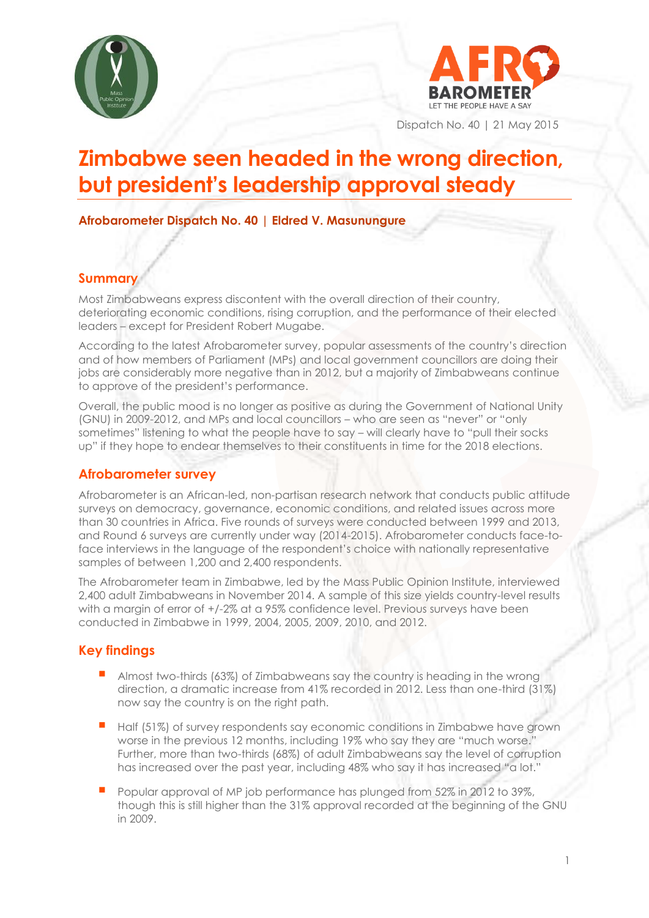Dispatch No. 40 | 21 May 2015

# Zimbabwe seen headed in the wrong direction, but president's leadership approval steady

**Afrobarometer Dispatch No. 40 | Eldred V. Masunungure**

## Summary

Most Zimbabweans express discontent with the overall direction of their country, deteriorating economic conditions, rising corruption, and the performance of their elected leaders – except for President Robert Mugabe.

According to the latest Afrobarometer survey, popular assessments of the country's direction and of how members of Parliament (MPs) and local government councillors are doing their jobs are considerably more negative than in 2012, but a majority of Zimbabweans continue to approve of the president's performance.

Overall, the public mood is no longer as positive as during the Government of National Unity (GNU) in 2009-2012, and MPs and local councillors – who are seen as "never" or "only sometimes" listening to what the people have to say – will clearly have to "pull their socks up" if they hope to endear themselves to their constituents in time for the 2018 elections.

## Afrobarometer survey

Afrobarometer is an African-led, non-partisan research network that conducts public attitude surveys on democracy, governance, economic conditions, and related issues across more than 30 countries in Africa. Five rounds of surveys were conducted between 1999 and 2013, and Round 6 surveys are currently under way (2014-2015). Afrobarometer conducts face-to-face interviews in the language of the respondent's choice with nationally representative samples of between 1,200 and 2,400 respondents.

The Afrobarometer team in Zimbabwe, led by the Mass Public Opinion Institute, interviewed 2,400 adult Zimbabweans in November 2014. A sample of this size yields country-level results with a margin of error of +/-2% at a 95% confidence level. Previous surveys have been conducted in Zimbabwe in 1999, 2004, 2005, 2009, 2010, and 2012.

## Key findings

- Almost two-thirds (63%) of Zimbabweans say the country is heading in the wrong direction, a dramatic increase from 41% recorded in 2012. Less than one-third (31%) now say the country is on the right path.
- Half (51%) of survey respondents say economic conditions in Zimbabwe have grown worse in the previous 12 months, including 19% who say they are "much worse." Further, more than two-thirds (68%) of adult Zimbabweans say the level of corruption has increased over the past year, including 48% who say it has increased "a lot."
- Popular approval of MP job performance has plunged from 52% in 2012 to 39%, though this is still higher than the 31% approval recorded at the beginning of the GNU in 2009.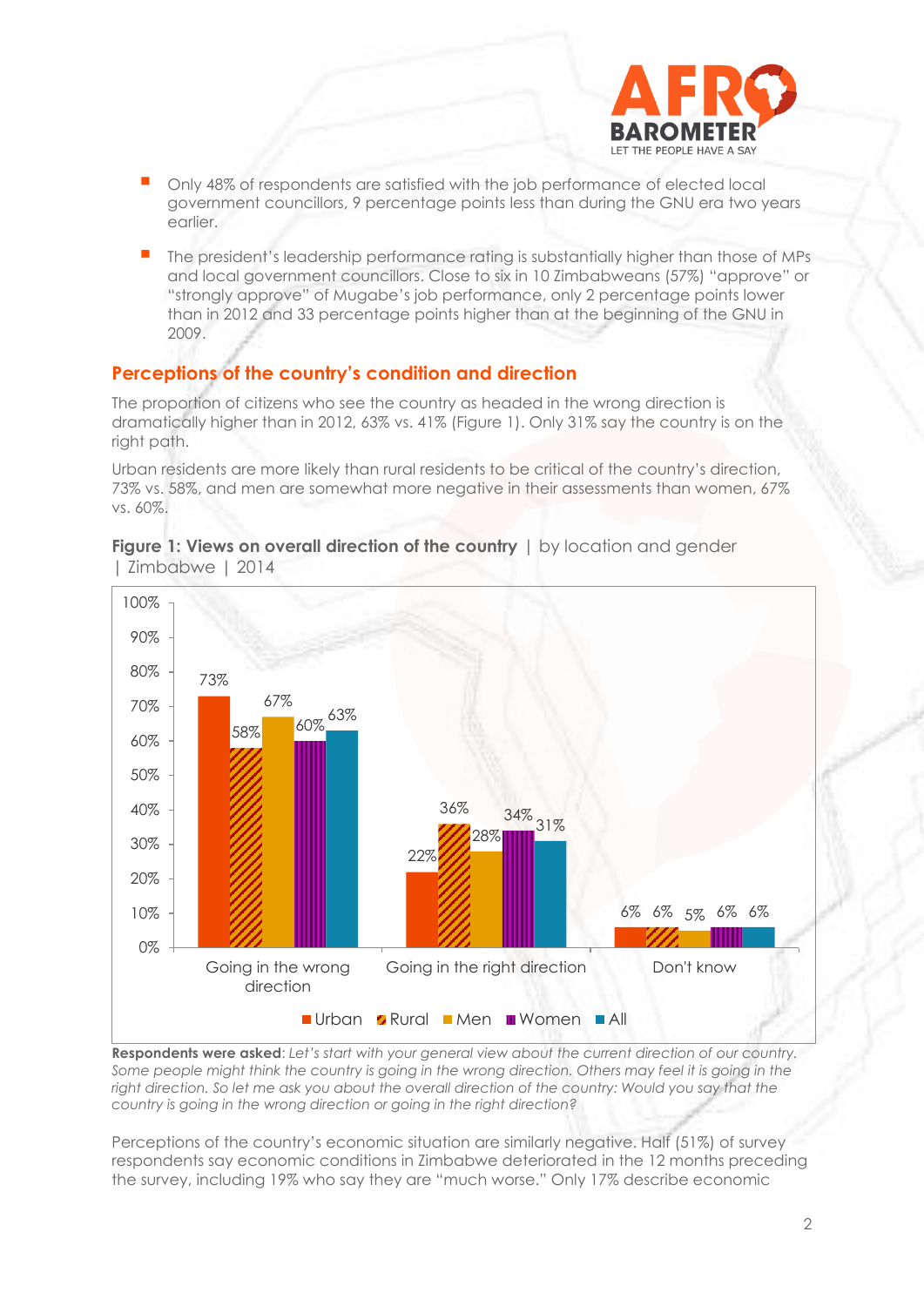- Only 48% of respondents are satisfied with the job performance of elected local government councillors, 9 percentage points less than during the GNU era two years earlier.
- The president's leadership performance rating is substantially higher than those of MPs and local government councillors. Close to six in 10 Zimbabweans (57%) "approve" or "strongly approve" of Mugabe's job performance, only 2 percentage points lower than in 2012 and 33 percentage points higher than at the beginning of the GNU in 2009.

## Perceptions of the country's condition and direction

The proportion of citizens who see the country as headed in the wrong direction is dramatically higher than in 2012, 63% vs. 41% (Figure 1). Only 31% say the country is on the right path.

Urban residents are more likely than rural residents to be critical of the country's direction, 73% vs. 58%, and men are somewhat more negative in their assessments than women, 67% vs. 60%.

**Figure 1: Views on overall direction of the country** | by location and gender | Zimbabwe | 2014

| | Urban | Rural | Men | Women | All |
|---|---|---|---|---|---|
| Going in the wrong direction | 73% | 58% | 67% | 60% | 63% |
| Going in the right direction | 22% | 36% | 28% | 34% | 31% |
| Don't know | 6% | 6% | 5% | 6% | 6% |

**Respondents were asked**: *Let's start with your general view about the current direction of our country. Some people might think the country is going in the wrong direction. Others may feel it is going in the right direction. So let me ask you about the overall direction of the country: Would you say that the country is going in the wrong direction or going in the right direction?*

Perceptions of the country's economic situation are similarly negative. Half (51%) of survey respondents say economic conditions in Zimbabwe deteriorated in the 12 months preceding the survey, including 19% who say they are "much worse." Only 17% describe economic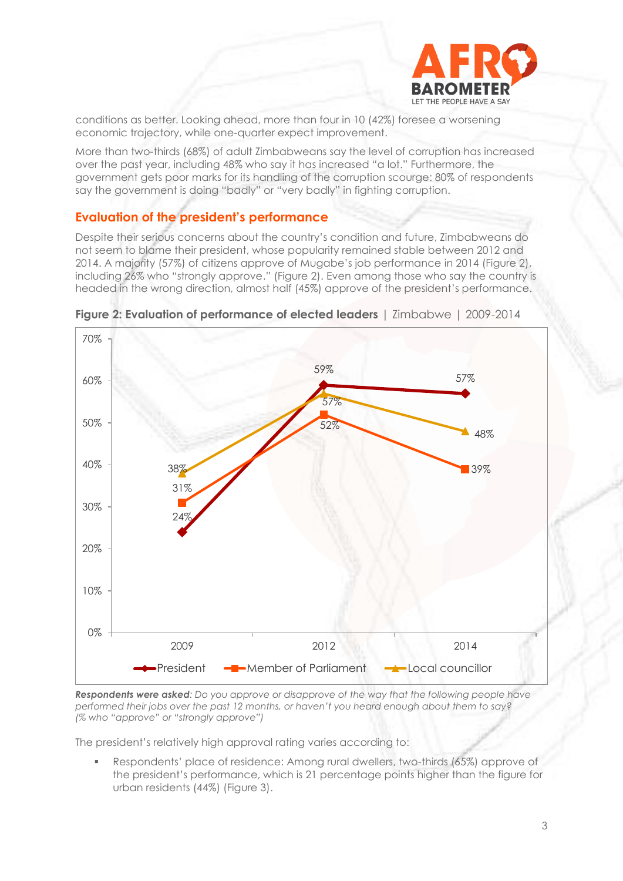conditions as better. Looking ahead, more than four in 10 (42%) foresee a worsening economic trajectory, while one-quarter expect improvement.

More than two-thirds (68%) of adult Zimbabweans say the level of corruption has increased over the past year, including 48% who say it has increased "a lot." Furthermore, the government gets poor marks for its handling of the corruption scourge: 80% of respondents say the government is doing "badly" or "very badly" in fighting corruption.

## Evaluation of the president's performance

Despite their serious concerns about the country's condition and future, Zimbabweans do not seem to blame their president, whose popularity remained stable between 2012 and 2014. A majority (57%) of citizens approve of Mugabe's job performance in 2014 (Figure 2), including 26% who "strongly approve." (Figure 2). Even among those who say the country is headed in the wrong direction, almost half (45%) approve of the president's performance.

**Figure 2: Evaluation of performance of elected leaders** | Zimbabwe | 2009-2014

| | 2009 | 2012 | 2014 |
|---|---|---|---|
| President | 24% | 59% | 57% |
| Member of Parliament | 31% | 52% | 39% |
| Local councillor | 38% | 57% | 48% |

***Respondents were asked**: Do you approve or disapprove of the way that the following people have performed their jobs over the past 12 months, or haven't you heard enough about them to say? (% who "approve" or "strongly approve")*

The president's relatively high approval rating varies according to:

- Respondents' place of residence: Among rural dwellers, two-thirds (65%) approve of the president's performance, which is 21 percentage points higher than the figure for urban residents (44%) (Figure 3).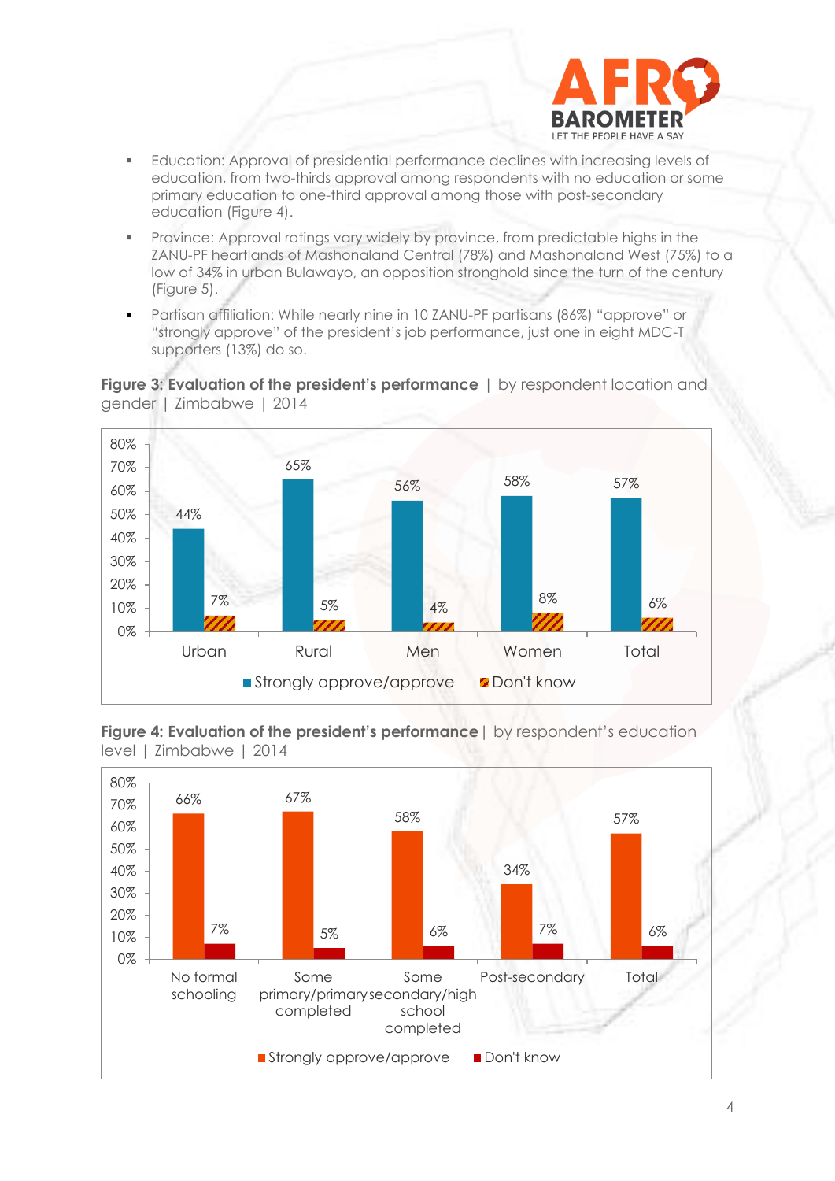- Education: Approval of presidential performance declines with increasing levels of education, from two-thirds approval among respondents with no education or some primary education to one-third approval among those with post-secondary education (Figure 4).
- Province: Approval ratings vary widely by province, from predictable highs in the ZANU-PF heartlands of Mashonaland Central (78%) and Mashonaland West (75%) to a low of 34% in urban Bulawayo, an opposition stronghold since the turn of the century (Figure 5).
- Partisan affiliation: While nearly nine in 10 ZANU-PF partisans (86%) "approve" or "strongly approve" of the president's job performance, just one in eight MDC-T supporters (13%) do so.

**Figure 3: Evaluation of the president's performance** | by respondent location and gender | Zimbabwe | 2014

| | Strongly approve/approve | Don't know |
|---|---|---|
| Urban | 44% | 7% |
| Rural | 65% | 5% |
| Men | 56% | 4% |
| Women | 58% | 8% |
| Total | 57% | 6% |

**Figure 4: Evaluation of the president's performance** | by respondent's education level | Zimbabwe | 2014

| | Strongly approve/approve | Don't know |
|---|---|---|
| No formal schooling | 66% | 7% |
| Some primary/primary completed | 67% | 5% |
| Some secondary/high school completed | 58% | 6% |
| Post-secondary | 34% | 7% |
| Total | 57% | 6% |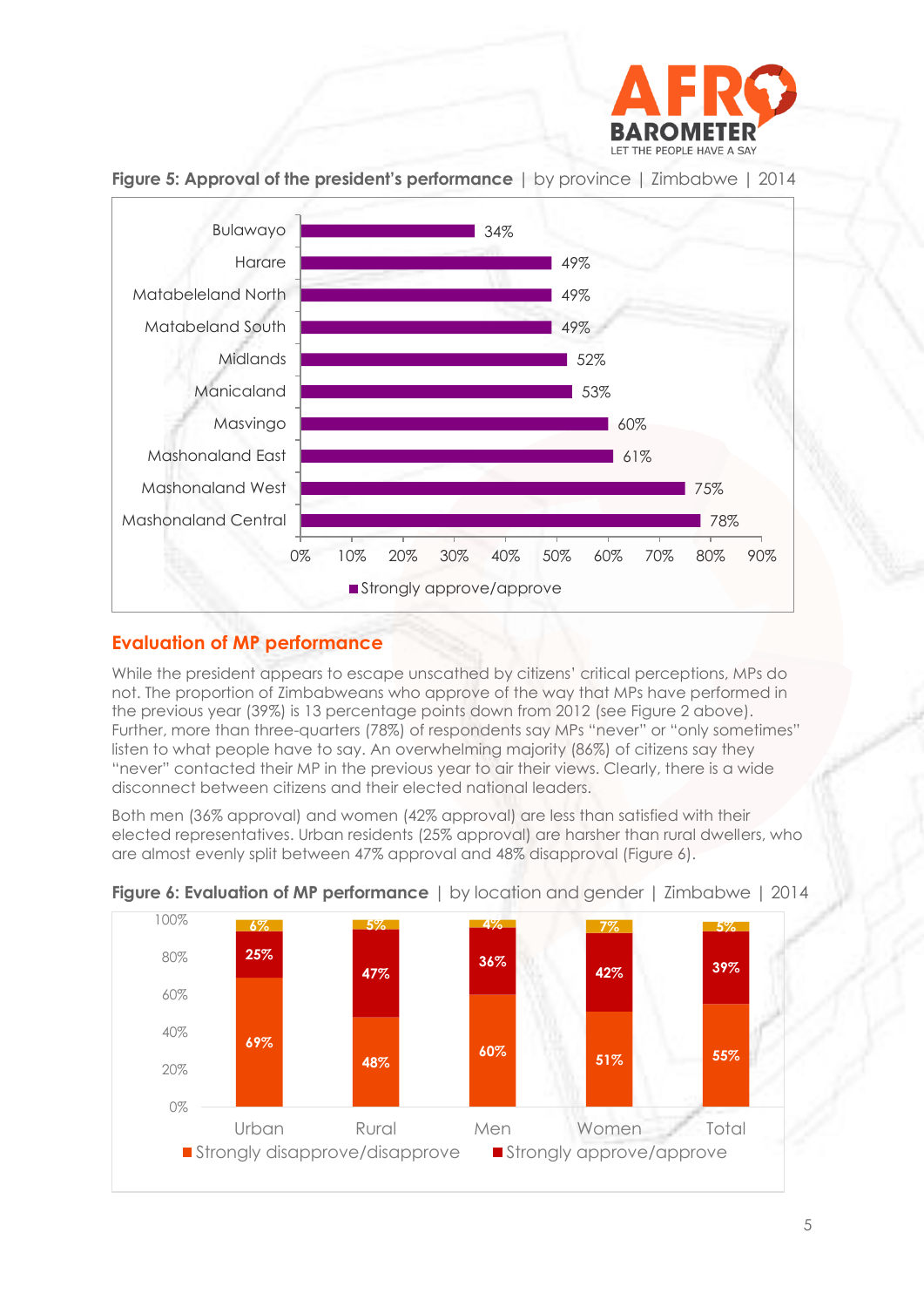**Figure 5: Approval of the president's performance** | by province | Zimbabwe | 2014

| Province | Strongly approve/approve |
|---|---|
| Bulawayo | 34% |
| Harare | 49% |
| Matabeleland North | 49% |
| Matabeland South | 49% |
| Midlands | 52% |
| Manicaland | 53% |
| Masvingo | 60% |
| Mashonaland East | 61% |
| Mashonaland West | 75% |
| Mashonaland Central | 78% |

## Evaluation of MP performance

While the president appears to escape unscathed by citizens' critical perceptions, MPs do not. The proportion of Zimbabweans who approve of the way that MPs have performed in the previous year (39%) is 13 percentage points down from 2012 (see Figure 2 above). Further, more than three-quarters (78%) of respondents say MPs "never" or "only sometimes" listen to what people have to say. An overwhelming majority (86%) of citizens say they "never" contacted their MP in the previous year to air their views. Clearly, there is a wide disconnect between citizens and their elected national leaders.

Both men (36% approval) and women (42% approval) are less than satisfied with their elected representatives. Urban residents (25% approval) are harsher than rural dwellers, who are almost evenly split between 47% approval and 48% disapproval (Figure 6).

**Figure 6: Evaluation of MP performance** | by location and gender | Zimbabwe | 2014

| | Urban | Rural | Men | Women | Total |
|---|---|---|---|---|---|
| Strongly disapprove/disapprove | 69% | 48% | 60% | 51% | 55% |
| Strongly approve/approve | 25% | 47% | 36% | 42% | 39% |
| (other) | 6% | 5% | 4% | 7% | 5% |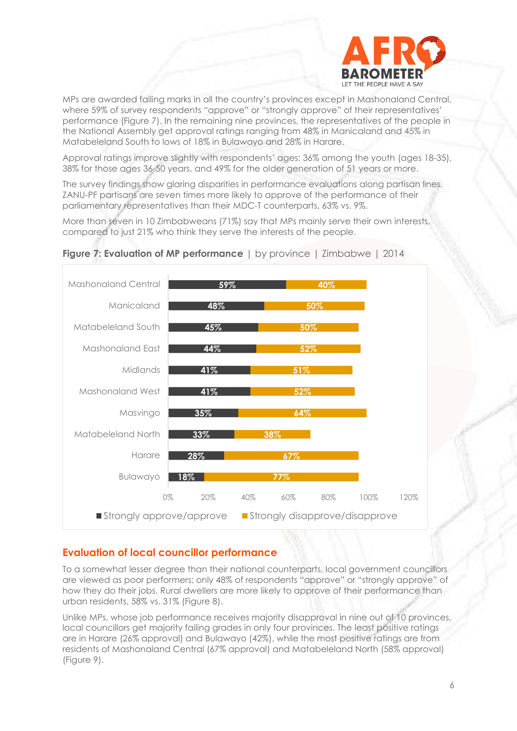MPs are awarded failing marks in all the country's provinces except in Mashonaland Central, where 59% of survey respondents "approve" or "strongly approve" of their representatives' performance (Figure 7). In the remaining nine provinces, the representatives of the people in the National Assembly get approval ratings ranging from 48% in Manicaland and 45% in Matabeleland South to lows of 18% in Bulawayo and 28% in Harare.

Approval ratings improve slightly with respondents' ages: 36% among the youth (ages 18-35), 38% for those ages 36-50 years, and 49% for the older generation of 51 years or more.

The survey findings show glaring disparities in performance evaluations along partisan lines. ZANU-PF partisans are seven times more likely to approve of the performance of their parliamentary representatives than their MDC-T counterparts, 63% vs. 9%.

More than seven in 10 Zimbabweans (71%) say that MPs mainly serve their own interests, compared to just 21% who think they serve the interests of the people.

**Figure 7: Evaluation of MP performance** | by province | Zimbabwe | 2014

| Province | Strongly approve/approve | Strongly disapprove/disapprove |
|---|---|---|
| Mashonaland Central | 59% | 40% |
| Manicaland | 48% | 50% |
| Matabeleland South | 45% | 50% |
| Mashonaland East | 44% | 52% |
| Midlands | 41% | 51% |
| Mashonaland West | 41% | 52% |
| Masvingo | 35% | 64% |
| Matabeleland North | 33% | 38% |
| Harare | 28% | 67% |
| Bulawayo | 18% | 77% |

## Evaluation of local councillor performance

To a somewhat lesser degree than their national counterparts, local government councillors are viewed as poor performers; only 48% of respondents "approve" or "strongly approve" of how they do their jobs. Rural dwellers are more likely to approve of their performance than urban residents, 58% vs. 31% (Figure 8).

Unlike MPs, whose job performance receives majority disapproval in nine out of 10 provinces, local councillors get majority failing grades in only four provinces. The least positive ratings are in Harare (26% approval) and Bulawayo (42%), while the most positive ratings are from residents of Mashonaland Central (67% approval) and Matabeleland North (58% approval) (Figure 9).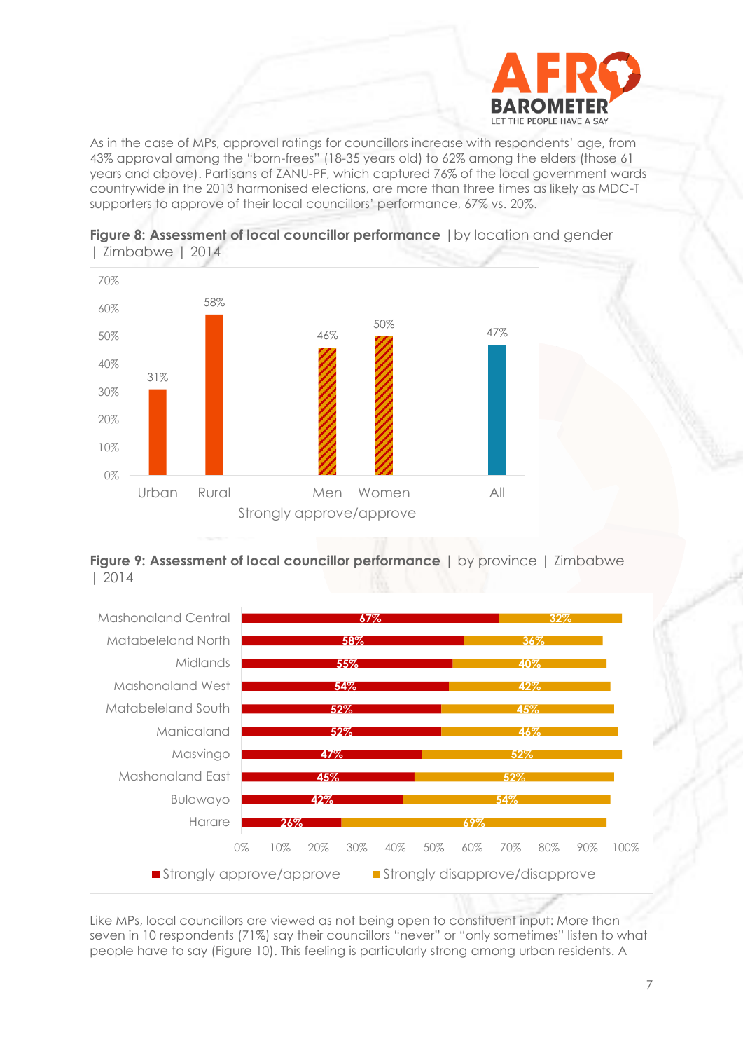As in the case of MPs, approval ratings for councillors increase with respondents' age, from 43% approval among the "born-frees" (18-35 years old) to 62% among the elders (those 61 years and above). Partisans of ZANU-PF, which captured 76% of the local government wards countrywide in the 2013 harmonised elections, are more than three times as likely as MDC-T supporters to approve of their local councillors' performance, 67% vs. 20%.

**Figure 8: Assessment of local councillor performance** | by location and gender | Zimbabwe | 2014

| Strongly approve/approve | Urban | Rural | Men | Women | All |
|---|---|---|---|---|---|
| | 31% | 58% | 46% | 50% | 47% |

**Figure 9: Assessment of local councillor performance** | by province | Zimbabwe | 2014

| Province | Strongly approve/approve | Strongly disapprove/disapprove |
|---|---|---|
| Mashonaland Central | 67% | 32% |
| Matabeleland North | 58% | 36% |
| Midlands | 55% | 40% |
| Mashonaland West | 54% | 42% |
| Matabeleland South | 52% | 45% |
| Manicaland | 52% | 46% |
| Masvingo | 47% | 52% |
| Mashonaland East | 45% | 52% |
| Bulawayo | 42% | 54% |
| Harare | 26% | 69% |

Like MPs, local councillors are viewed as not being open to constituent input: More than seven in 10 respondents (71%) say their councillors "never" or "only sometimes" listen to what people have to say (Figure 10). This feeling is particularly strong among urban residents. A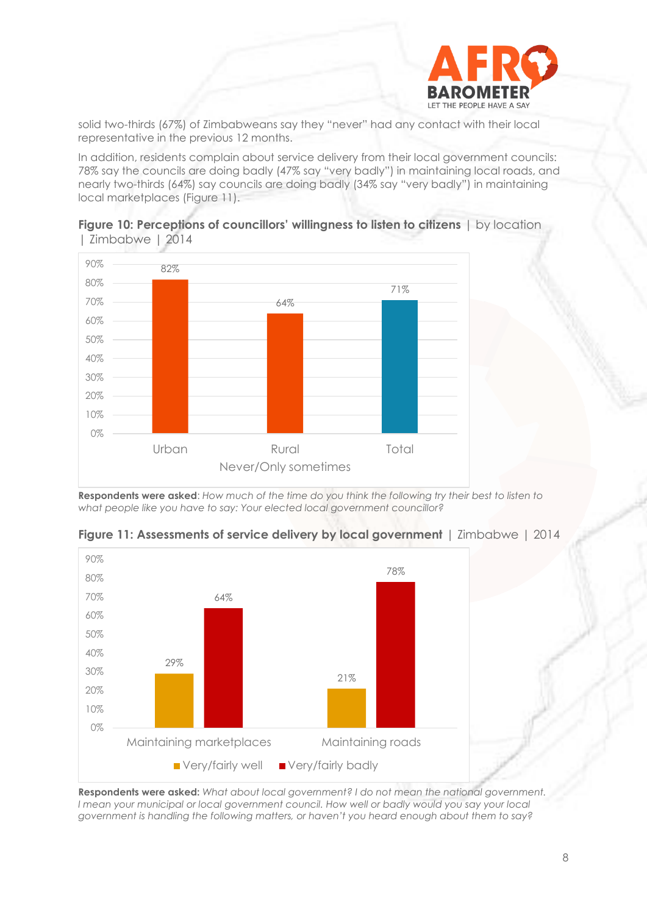solid two-thirds (67%) of Zimbabweans say they "never" had any contact with their local representative in the previous 12 months.

In addition, residents complain about service delivery from their local government councils: 78% say the councils are doing badly (47% say "very badly") in maintaining local roads, and nearly two-thirds (64%) say councils are doing badly (34% say "very badly") in maintaining local marketplaces (Figure 11).

**Figure 10: Perceptions of councillors' willingness to listen to citizens** | by location | Zimbabwe | 2014

| Never/Only sometimes | Urban | Rural | Total |
|---|---|---|---|
| % | 82% | 64% | 71% |

**Respondents were asked**: *How much of the time do you think the following try their best to listen to what people like you have to say: Your elected local government councillor?*

**Figure 11: Assessments of service delivery by local government** | Zimbabwe | 2014

| | Very/fairly well | Very/fairly badly |
|---|---|---|
| Maintaining marketplaces | 29% | 64% |
| Maintaining roads | 21% | 78% |

**Respondents were asked:** *What about local government? I do not mean the national government. I mean your municipal or local government council. How well or badly would you say your local government is handling the following matters, or haven't you heard enough about them to say?*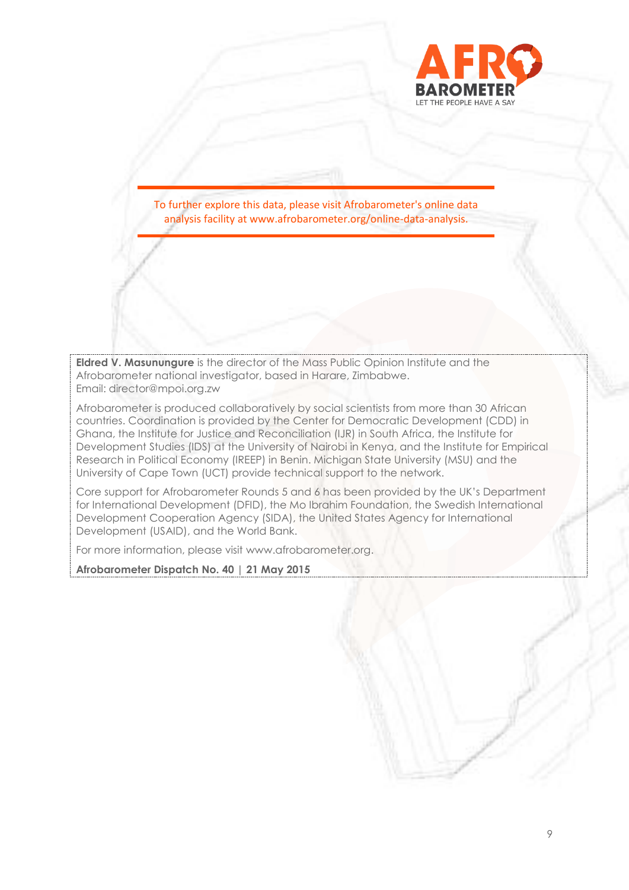To further explore this data, please visit Afrobarometer's online data analysis facility at www.afrobarometer.org/online-data-analysis.

**Eldred V. Masunungure** is the director of the Mass Public Opinion Institute and the Afrobarometer national investigator, based in Harare, Zimbabwe.
Email: director@mpoi.org.zw

Afrobarometer is produced collaboratively by social scientists from more than 30 African countries. Coordination is provided by the Center for Democratic Development (CDD) in Ghana, the Institute for Justice and Reconciliation (IJR) in South Africa, the Institute for Development Studies (IDS) at the University of Nairobi in Kenya, and the Institute for Empirical Research in Political Economy (IREEP) in Benin. Michigan State University (MSU) and the University of Cape Town (UCT) provide technical support to the network.

Core support for Afrobarometer Rounds 5 and 6 has been provided by the UK's Department for International Development (DFID), the Mo Ibrahim Foundation, the Swedish International Development Cooperation Agency (SIDA), the United States Agency for International Development (USAID), and the World Bank.

For more information, please visit www.afrobarometer.org.

**Afrobarometer Dispatch No. 40 | 21 May 2015**